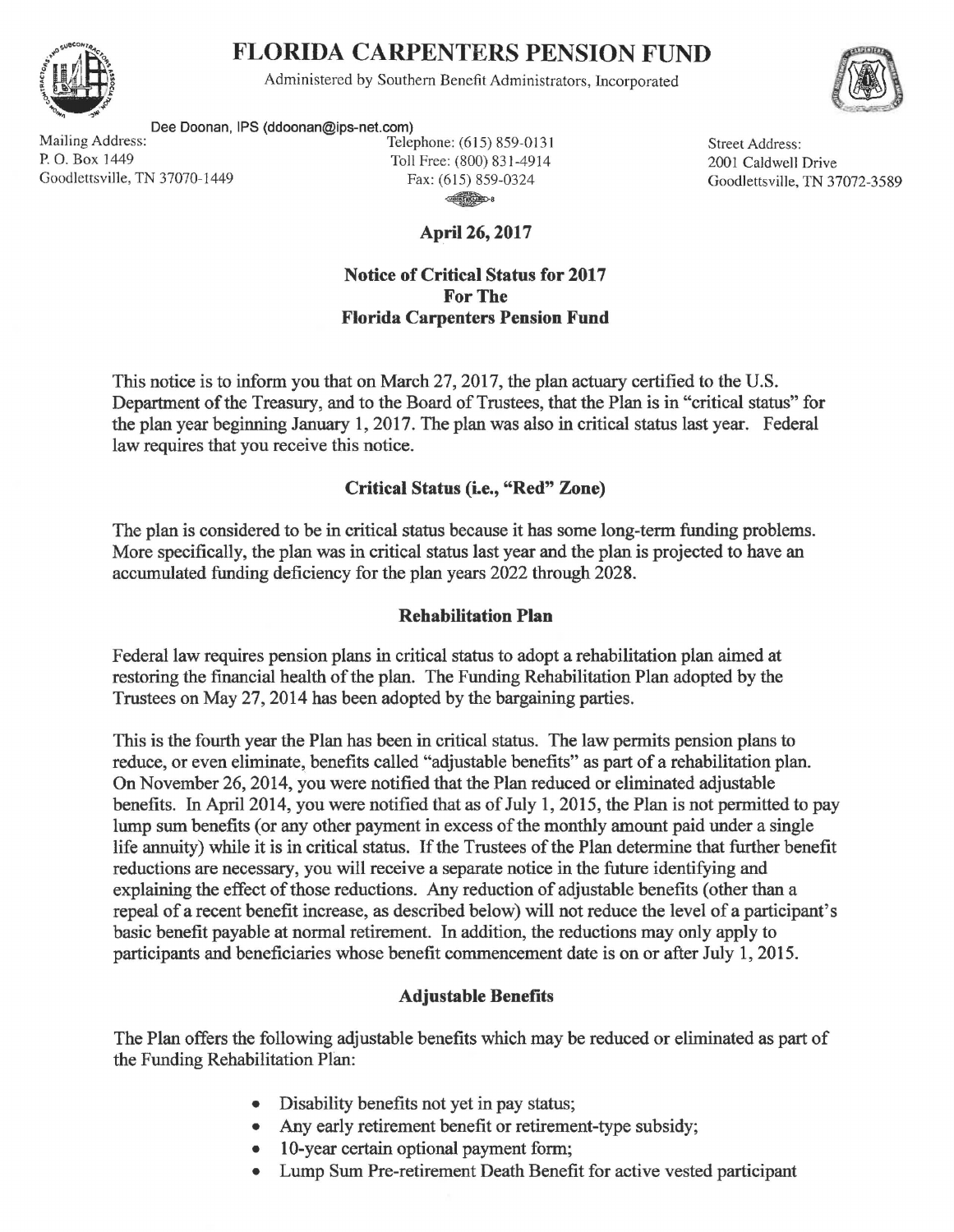# FLORIDA CARPENTERS PENSION FUND

Administered by Southern Benefit Administrators, Incorporated

Dee Doonan, IPS (ddoonan@ips-net.com)

Mailing Address:
P. O. Box 1449
Goodlettsville, TN 37070-1449

Telephone: (615) 859-0131
Toll Free: (800) 831-4914
Fax: (615) 859-0324

Street Address:
2001 Caldwell Drive
Goodlettsville, TN 37072-3589

**April 26, 2017**

**Notice of Critical Status for 2017**
**For The**
**Florida Carpenters Pension Fund**

This notice is to inform you that on March 27, 2017, the plan actuary certified to the U.S. Department of the Treasury, and to the Board of Trustees, that the Plan is in "critical status" for the plan year beginning January 1, 2017. The plan was also in critical status last year. Federal law requires that you receive this notice.

## Critical Status (i.e., "Red" Zone)

The plan is considered to be in critical status because it has some long-term funding problems. More specifically, the plan was in critical status last year and the plan is projected to have an accumulated funding deficiency for the plan years 2022 through 2028.

## Rehabilitation Plan

Federal law requires pension plans in critical status to adopt a rehabilitation plan aimed at restoring the financial health of the plan. The Funding Rehabilitation Plan adopted by the Trustees on May 27, 2014 has been adopted by the bargaining parties.

This is the fourth year the Plan has been in critical status. The law permits pension plans to reduce, or even eliminate, benefits called "adjustable benefits" as part of a rehabilitation plan. On November 26, 2014, you were notified that the Plan reduced or eliminated adjustable benefits. In April 2014, you were notified that as of July 1, 2015, the Plan is not permitted to pay lump sum benefits (or any other payment in excess of the monthly amount paid under a single life annuity) while it is in critical status. If the Trustees of the Plan determine that further benefit reductions are necessary, you will receive a separate notice in the future identifying and explaining the effect of those reductions. Any reduction of adjustable benefits (other than a repeal of a recent benefit increase, as described below) will not reduce the level of a participant's basic benefit payable at normal retirement. In addition, the reductions may only apply to participants and beneficiaries whose benefit commencement date is on or after July 1, 2015.

## Adjustable Benefits

The Plan offers the following adjustable benefits which may be reduced or eliminated as part of the Funding Rehabilitation Plan:

- Disability benefits not yet in pay status;
- Any early retirement benefit or retirement-type subsidy;
- 10-year certain optional payment form;
- Lump Sum Pre-retirement Death Benefit for active vested participant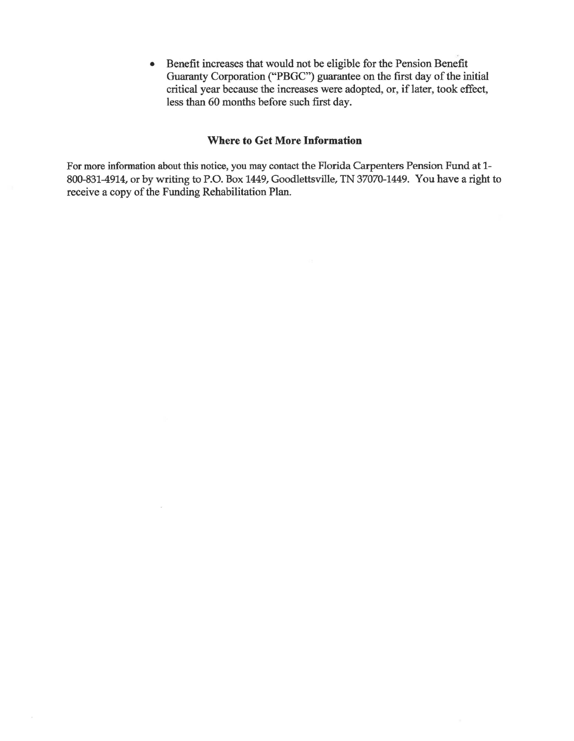- Benefit increases that would not be eligible for the Pension Benefit Guaranty Corporation ("PBGC") guarantee on the first day of the initial critical year because the increases were adopted, or, if later, took effect, less than 60 months before such first day.

## Where to Get More Information

For more information about this notice, you may contact the Florida Carpenters Pension Fund at 1-800-831-4914, or by writing to P.O. Box 1449, Goodlettsville, TN 37070-1449. You have a right to receive a copy of the Funding Rehabilitation Plan.